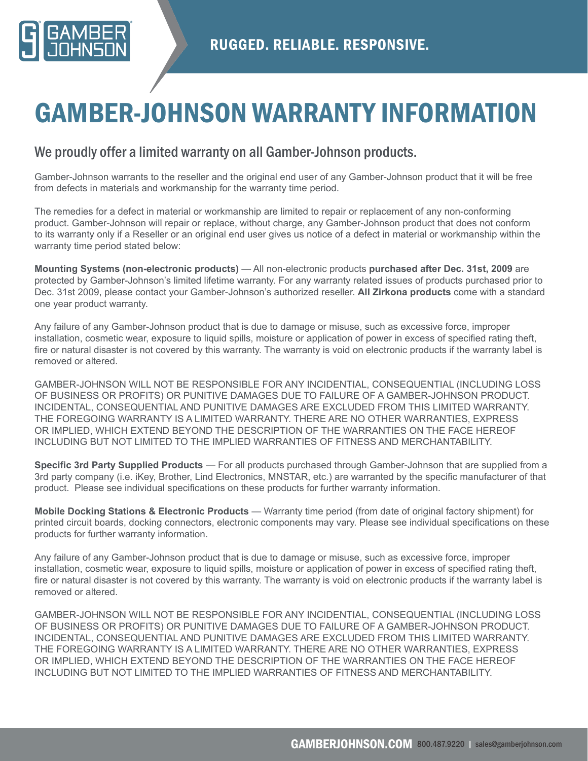# GAMBER-JOHNSON WARRANTY INFORMATION

RUGGED. RELIABLE. RESPONSIVE.

## We proudly offer a limited warranty on all Gamber-Johnson products.

Gamber-Johnson warrants to the reseller and the original end user of any Gamber-Johnson product that it will be free from defects in materials and workmanship for the warranty time period.

The remedies for a defect in material or workmanship are limited to repair or replacement of any non-conforming product. Gamber-Johnson will repair or replace, without charge, any Gamber-Johnson product that does not conform to its warranty only if a Reseller or an original end user gives us notice of a defect in material or workmanship within the warranty time period stated below:

**Mounting Systems (non-electronic products)** — All non-electronic products **purchased after Dec. 31st, 2009** are protected by Gamber-Johnson's limited lifetime warranty. For any warranty related issues of products purchased prior to Dec. 31st 2009, please contact your Gamber-Johnson's authorized reseller. **All Zirkona products** come with a standard one year product warranty.

Any failure of any Gamber-Johnson product that is due to damage or misuse, such as excessive force, improper installation, cosmetic wear, exposure to liquid spills, moisture or application of power in excess of specified rating theft, fire or natural disaster is not covered by this warranty. The warranty is void on electronic products if the warranty label is removed or altered.

GAMBER-JOHNSON WILL NOT BE RESPONSIBLE FOR ANY INCIDENTIAL, CONSEQUENTIAL (INCLUDING LOSS OF BUSINESS OR PROFITS) OR PUNITIVE DAMAGES DUE TO FAILURE OF A GAMBER-JOHNSON PRODUCT. INCIDENTAL, CONSEQUENTIAL AND PUNITIVE DAMAGES ARE EXCLUDED FROM THIS LIMITED WARRANTY. THE FOREGOING WARRANTY IS A LIMITED WARRANTY. THERE ARE NO OTHER WARRANTIES, EXPRESS OR IMPLIED, WHICH EXTEND BEYOND THE DESCRIPTION OF THE WARRANTIES ON THE FACE HEREOF INCLUDING BUT NOT LIMITED TO THE IMPLIED WARRANTIES OF FITNESS AND MERCHANTABILITY.

**Specific 3rd Party Supplied Products** — For all products purchased through Gamber-Johnson that are supplied from a 3rd party company (i.e. iKey, Brother, Lind Electronics, MNSTAR, etc.) are warranted by the specific manufacturer of that product. Please see individual specifications on these products for further warranty information.

**Mobile Docking Stations & Electronic Products** — Warranty time period (from date of original factory shipment) for printed circuit boards, docking connectors, electronic components may vary. Please see individual specifications on these products for further warranty information.

Any failure of any Gamber-Johnson product that is due to damage or misuse, such as excessive force, improper installation, cosmetic wear, exposure to liquid spills, moisture or application of power in excess of specified rating theft, fire or natural disaster is not covered by this warranty. The warranty is void on electronic products if the warranty label is removed or altered.

GAMBER-JOHNSON WILL NOT BE RESPONSIBLE FOR ANY INCIDENTIAL, CONSEQUENTIAL (INCLUDING LOSS OF BUSINESS OR PROFITS) OR PUNITIVE DAMAGES DUE TO FAILURE OF A GAMBER-JOHNSON PRODUCT. INCIDENTAL, CONSEQUENTIAL AND PUNITIVE DAMAGES ARE EXCLUDED FROM THIS LIMITED WARRANTY. THE FOREGOING WARRANTY IS A LIMITED WARRANTY. THERE ARE NO OTHER WARRANTIES, EXPRESS OR IMPLIED, WHICH EXTEND BEYOND THE DESCRIPTION OF THE WARRANTIES ON THE FACE HEREOF INCLUDING BUT NOT LIMITED TO THE IMPLIED WARRANTIES OF FITNESS AND MERCHANTABILITY.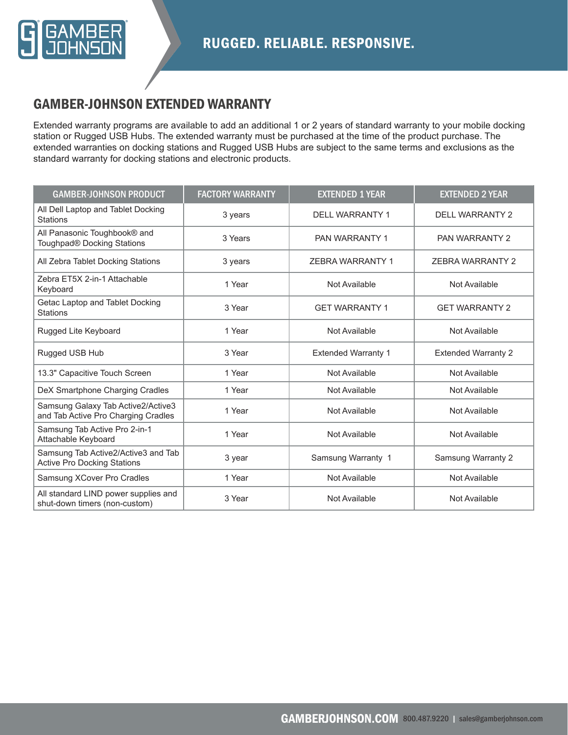## GAMBER-JOHNSON EXTENDED WARRANTY

Extended warranty programs are available to add an additional 1 or 2 years of standard warranty to your mobile docking station or Rugged USB Hubs. The extended warranty must be purchased at the time of the product purchase. The extended warranties on docking stations and Rugged USB Hubs are subject to the same terms and exclusions as the standard warranty for docking stations and electronic products.

| GAMBER-JOHNSON PRODUCT | FACTORY WARRANTY | EXTENDED 1 YEAR | EXTENDED 2 YEAR |
|---|---|---|---|
| All Dell Laptop and Tablet Docking Stations | 3 years | DELL WARRANTY 1 | DELL WARRANTY 2 |
| All Panasonic Toughbook® and Toughpad® Docking Stations | 3 Years | PAN WARRANTY 1 | PAN WARRANTY 2 |
| All Zebra Tablet Docking Stations | 3 years | ZEBRA WARRANTY 1 | ZEBRA WARRANTY 2 |
| Zebra ET5X 2-in-1 Attachable Keyboard | 1 Year | Not Available | Not Available |
| Getac Laptop and Tablet Docking Stations | 3 Year | GET WARRANTY 1 | GET WARRANTY 2 |
| Rugged Lite Keyboard | 1 Year | Not Available | Not Available |
| Rugged USB Hub | 3 Year | Extended Warranty 1 | Extended Warranty 2 |
| 13.3" Capacitive Touch Screen | 1 Year | Not Available | Not Available |
| DeX Smartphone Charging Cradles | 1 Year | Not Available | Not Available |
| Samsung Galaxy Tab Active2/Active3 and Tab Active Pro Charging Cradles | 1 Year | Not Available | Not Available |
| Samsung Tab Active Pro 2-in-1 Attachable Keyboard | 1 Year | Not Available | Not Available |
| Samsung Tab Active2/Active3 and Tab Active Pro Docking Stations | 3 year | Samsung Warranty 1 | Samsung Warranty 2 |
| Samsung XCover Pro Cradles | 1 Year | Not Available | Not Available |
| All standard LIND power supplies and shut-down timers (non-custom) | 3 Year | Not Available | Not Available |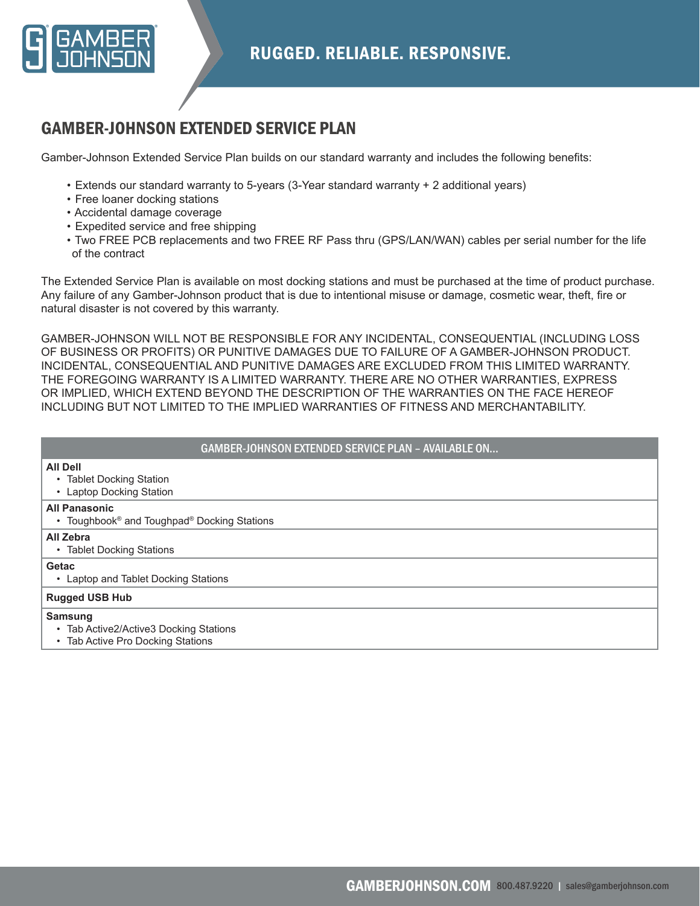# GAMBER-JOHNSON EXTENDED SERVICE PLAN

Gamber-Johnson Extended Service Plan builds on our standard warranty and includes the following benefits:

- Extends our standard warranty to 5-years (3-Year standard warranty + 2 additional years)
- Free loaner docking stations
- Accidental damage coverage
- Expedited service and free shipping
- Two FREE PCB replacements and two FREE RF Pass thru (GPS/LAN/WAN) cables per serial number for the life of the contract

The Extended Service Plan is available on most docking stations and must be purchased at the time of product purchase. Any failure of any Gamber-Johnson product that is due to intentional misuse or damage, cosmetic wear, theft, fire or natural disaster is not covered by this warranty.

GAMBER-JOHNSON WILL NOT BE RESPONSIBLE FOR ANY INCIDENTAL, CONSEQUENTIAL (INCLUDING LOSS OF BUSINESS OR PROFITS) OR PUNITIVE DAMAGES DUE TO FAILURE OF A GAMBER-JOHNSON PRODUCT. INCIDENTAL, CONSEQUENTIAL AND PUNITIVE DAMAGES ARE EXCLUDED FROM THIS LIMITED WARRANTY. THE FOREGOING WARRANTY IS A LIMITED WARRANTY. THERE ARE NO OTHER WARRANTIES, EXPRESS OR IMPLIED, WHICH EXTEND BEYOND THE DESCRIPTION OF THE WARRANTIES ON THE FACE HEREOF INCLUDING BUT NOT LIMITED TO THE IMPLIED WARRANTIES OF FITNESS AND MERCHANTABILITY.

| GAMBER-JOHNSON EXTENDED SERVICE PLAN – AVAILABLE ON... |
| --- |
| **All Dell**<br>• Tablet Docking Station<br>• Laptop Docking Station |
| **All Panasonic**<br>• Toughbook® and Toughpad® Docking Stations |
| **All Zebra**<br>• Tablet Docking Stations |
| **Getac**<br>• Laptop and Tablet Docking Stations |
| **Rugged USB Hub** |
| **Samsung**<br>• Tab Active2/Active3 Docking Stations<br>• Tab Active Pro Docking Stations |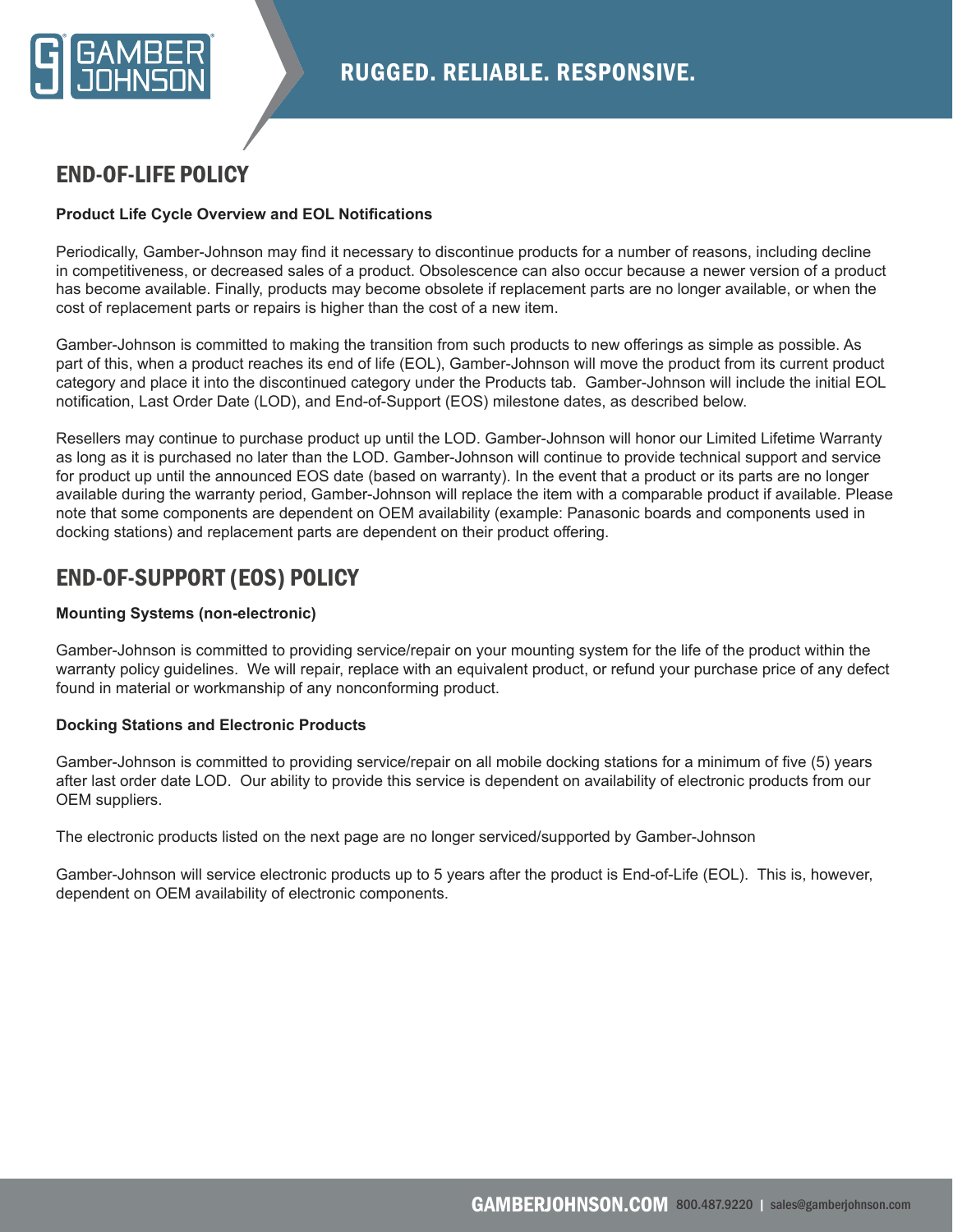# END-OF-LIFE POLICY

**Product Life Cycle Overview and EOL Notifications**

Periodically, Gamber-Johnson may find it necessary to discontinue products for a number of reasons, including decline in competitiveness, or decreased sales of a product. Obsolescence can also occur because a newer version of a product has become available. Finally, products may become obsolete if replacement parts are no longer available, or when the cost of replacement parts or repairs is higher than the cost of a new item.

Gamber-Johnson is committed to making the transition from such products to new offerings as simple as possible. As part of this, when a product reaches its end of life (EOL), Gamber-Johnson will move the product from its current product category and place it into the discontinued category under the Products tab. Gamber-Johnson will include the initial EOL notification, Last Order Date (LOD), and End-of-Support (EOS) milestone dates, as described below.

Resellers may continue to purchase product up until the LOD. Gamber-Johnson will honor our Limited Lifetime Warranty as long as it is purchased no later than the LOD. Gamber-Johnson will continue to provide technical support and service for product up until the announced EOS date (based on warranty). In the event that a product or its parts are no longer available during the warranty period, Gamber-Johnson will replace the item with a comparable product if available. Please note that some components are dependent on OEM availability (example: Panasonic boards and components used in docking stations) and replacement parts are dependent on their product offering.

# END-OF-SUPPORT (EOS) POLICY

**Mounting Systems (non-electronic)**

Gamber-Johnson is committed to providing service/repair on your mounting system for the life of the product within the warranty policy guidelines. We will repair, replace with an equivalent product, or refund your purchase price of any defect found in material or workmanship of any nonconforming product.

**Docking Stations and Electronic Products**

Gamber-Johnson is committed to providing service/repair on all mobile docking stations for a minimum of five (5) years after last order date LOD. Our ability to provide this service is dependent on availability of electronic products from our OEM suppliers.

The electronic products listed on the next page are no longer serviced/supported by Gamber-Johnson

Gamber-Johnson will service electronic products up to 5 years after the product is End-of-Life (EOL). This is, however, dependent on OEM availability of electronic components.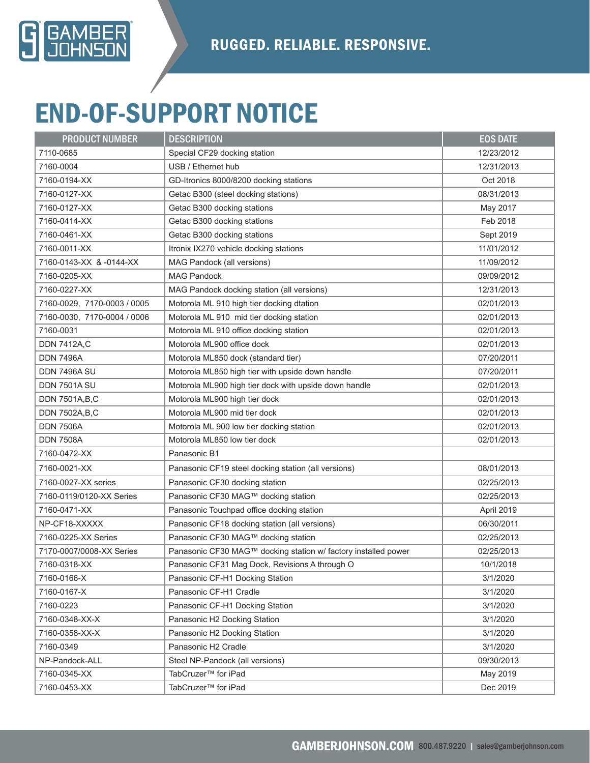RUGGED. RELIABLE. RESPONSIVE.

# END-OF-SUPPORT NOTICE

| PRODUCT NUMBER | DESCRIPTION | EOS DATE |
|---|---|---|
| 7110-0685 | Special CF29 docking station | 12/23/2012 |
| 7160-0004 | USB / Ethernet hub | 12/31/2013 |
| 7160-0194-XX | GD-Itronics 8000/8200 docking stations | Oct 2018 |
| 7160-0127-XX | Getac B300 (steel docking stations) | 08/31/2013 |
| 7160-0127-XX | Getac B300 docking stations | May 2017 |
| 7160-0414-XX | Getac B300 docking stations | Feb 2018 |
| 7160-0461-XX | Getac B300 docking stations | Sept 2019 |
| 7160-0011-XX | Itronix IX270 vehicle docking stations | 11/01/2012 |
| 7160-0143-XX & -0144-XX | MAG Pandock (all versions) | 11/09/2012 |
| 7160-0205-XX | MAG Pandock | 09/09/2012 |
| 7160-0227-XX | MAG Pandock docking station (all versions) | 12/31/2013 |
| 7160-0029, 7170-0003 / 0005 | Motorola ML 910 high tier docking dtation | 02/01/2013 |
| 7160-0030, 7170-0004 / 0006 | Motorola ML 910 mid tier docking station | 02/01/2013 |
| 7160-0031 | Motorola ML 910 office docking station | 02/01/2013 |
| DDN 7412A,C | Motorola ML900 office dock | 02/01/2013 |
| DDN 7496A | Motorola ML850 dock (standard tier) | 07/20/2011 |
| DDN 7496A SU | Motorola ML850 high tier with upside down handle | 07/20/2011 |
| DDN 7501A SU | Motorola ML900 high tier dock with upside down handle | 02/01/2013 |
| DDN 7501A,B,C | Motorola ML900 high tier dock | 02/01/2013 |
| DDN 7502A,B,C | Motorola ML900 mid tier dock | 02/01/2013 |
| DDN 7506A | Motorola ML 900 low tier docking station | 02/01/2013 |
| DDN 7508A | Motorola ML850 low tier dock | 02/01/2013 |
| 7160-0472-XX | Panasonic B1 | |
| 7160-0021-XX | Panasonic CF19 steel docking station (all versions) | 08/01/2013 |
| 7160-0027-XX series | Panasonic CF30 docking station | 02/25/2013 |
| 7160-0119/0120-XX Series | Panasonic CF30 MAG™ docking station | 02/25/2013 |
| 7160-0471-XX | Panasonic Touchpad office docking station | April 2019 |
| NP-CF18-XXXXX | Panasonic CF18 docking station (all versions) | 06/30/2011 |
| 7160-0225-XX Series | Panasonic CF30 MAG™ docking station | 02/25/2013 |
| 7170-0007/0008-XX Series | Panasonic CF30 MAG™ docking station w/ factory installed power | 02/25/2013 |
| 7160-0318-XX | Panasonic CF31 Mag Dock, Revisions A through O | 10/1/2018 |
| 7160-0166-X | Panasonic CF-H1 Docking Station | 3/1/2020 |
| 7160-0167-X | Panasonic CF-H1 Cradle | 3/1/2020 |
| 7160-0223 | Panasonic CF-H1 Docking Station | 3/1/2020 |
| 7160-0348-XX-X | Panasonic H2 Docking Station | 3/1/2020 |
| 7160-0358-XX-X | Panasonic H2 Docking Station | 3/1/2020 |
| 7160-0349 | Panasonic H2 Cradle | 3/1/2020 |
| NP-Pandock-ALL | Steel NP-Pandock (all versions) | 09/30/2013 |
| 7160-0345-XX | TabCruzer™ for iPad | May 2019 |
| 7160-0453-XX | TabCruzer™ for iPad | Dec 2019 |

GAMBERJOHNSON.COM 800.487.9220 | sales@gamberjohnson.com